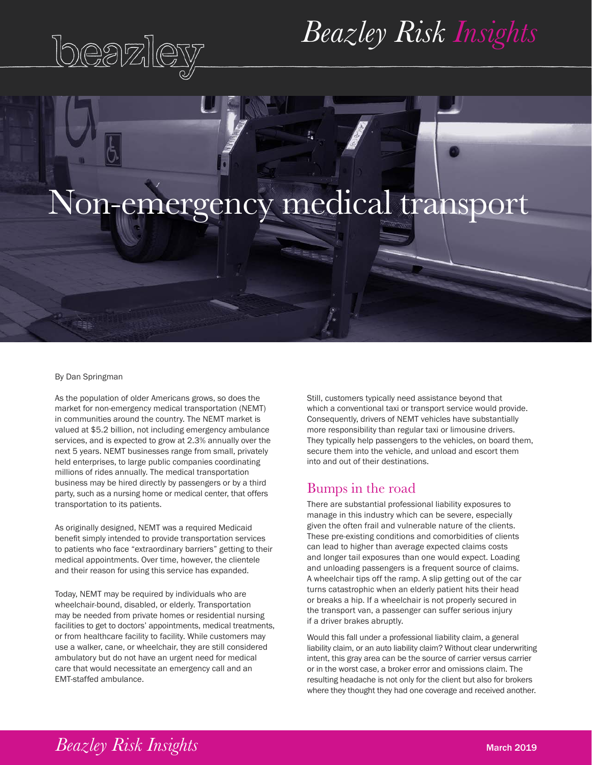# Non-emergency medical transport

By Dan Springman

As the population of older Americans grows, so does the market for non-emergency medical transportation (NEMT) in communities around the country. The NEMT market is valued at $5.2 billion, not including emergency ambulance services, and is expected to grow at 2.3% annually over the next 5 years. NEMT businesses range from small, privately held enterprises, to large public companies coordinating millions of rides annually. The medical transportation business may be hired directly by passengers or by a third party, such as a nursing home or medical center, that offers transportation to its patients.

As originally designed, NEMT was a required Medicaid benefit simply intended to provide transportation services to patients who face "extraordinary barriers" getting to their medical appointments. Over time, however, the clientele and their reason for using this service has expanded.

Today, NEMT may be required by individuals who are wheelchair-bound, disabled, or elderly. Transportation may be needed from private homes or residential nursing facilities to get to doctors' appointments, medical treatments, or from healthcare facility to facility. While customers may use a walker, cane, or wheelchair, they are still considered ambulatory but do not have an urgent need for medical care that would necessitate an emergency call and an EMT-staffed ambulance.

Still, customers typically need assistance beyond that which a conventional taxi or transport service would provide. Consequently, drivers of NEMT vehicles have substantially more responsibility than regular taxi or limousine drivers. They typically help passengers to the vehicles, on board them, secure them into the vehicle, and unload and escort them into and out of their destinations.

## Bumps in the road

There are substantial professional liability exposures to manage in this industry which can be severe, especially given the often frail and vulnerable nature of the clients. These pre-existing conditions and comorbidities of clients can lead to higher than average expected claims costs and longer tail exposures than one would expect. Loading and unloading passengers is a frequent source of claims. A wheelchair tips off the ramp. A slip getting out of the car turns catastrophic when an elderly patient hits their head or breaks a hip. If a wheelchair is not properly secured in the transport van, a passenger can suffer serious injury if a driver brakes abruptly.

Would this fall under a professional liability claim, a general liability claim, or an auto liability claim? Without clear underwriting intent, this gray area can be the source of carrier versus carrier or in the worst case, a broker error and omissions claim. The resulting headache is not only for the client but also for brokers where they thought they had one coverage and received another.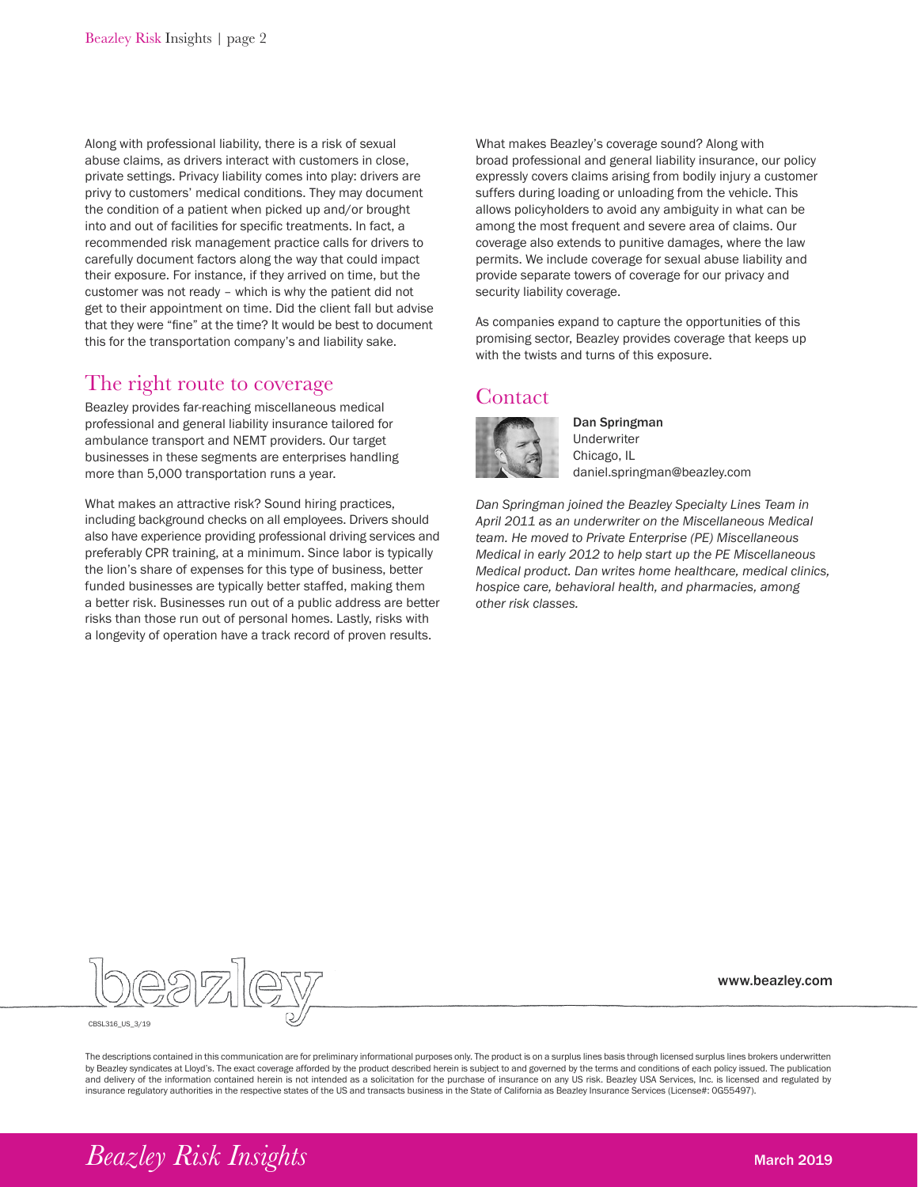Along with professional liability, there is a risk of sexual abuse claims, as drivers interact with customers in close, private settings. Privacy liability comes into play: drivers are privy to customers' medical conditions. They may document the condition of a patient when picked up and/or brought into and out of facilities for specific treatments. In fact, a recommended risk management practice calls for drivers to carefully document factors along the way that could impact their exposure. For instance, if they arrived on time, but the customer was not ready – which is why the patient did not get to their appointment on time. Did the client fall but advise that they were "fine" at the time? It would be best to document this for the transportation company's and liability sake.

## The right route to coverage

Beazley provides far-reaching miscellaneous medical professional and general liability insurance tailored for ambulance transport and NEMT providers. Our target businesses in these segments are enterprises handling more than 5,000 transportation runs a year.

What makes an attractive risk? Sound hiring practices, including background checks on all employees. Drivers should also have experience providing professional driving services and preferably CPR training, at a minimum. Since labor is typically the lion's share of expenses for this type of business, better funded businesses are typically better staffed, making them a better risk. Businesses run out of a public address are better risks than those run out of personal homes. Lastly, risks with a longevity of operation have a track record of proven results.

What makes Beazley's coverage sound? Along with broad professional and general liability insurance, our policy expressly covers claims arising from bodily injury a customer suffers during loading or unloading from the vehicle. This allows policyholders to avoid any ambiguity in what can be among the most frequent and severe area of claims. Our coverage also extends to punitive damages, where the law permits. We include coverage for sexual abuse liability and provide separate towers of coverage for our privacy and security liability coverage.

As companies expand to capture the opportunities of this promising sector, Beazley provides coverage that keeps up with the twists and turns of this exposure.

## Contact

**Dan Springman**
Underwriter
Chicago, IL
daniel.springman@beazley.com

*Dan Springman joined the Beazley Specialty Lines Team in April 2011 as an underwriter on the Miscellaneous Medical team. He moved to Private Enterprise (PE) Miscellaneous Medical in early 2012 to help start up the PE Miscellaneous Medical product. Dan writes home healthcare, medical clinics, hospice care, behavioral health, and pharmacies, among other risk classes.*

www.beazley.com

CBSL316_US_3/19

The descriptions contained in this communication are for preliminary informational purposes only. The product is on a surplus lines basis through licensed surplus lines brokers underwritten by Beazley syndicates at Lloyd's. The exact coverage afforded by the product described herein is subject to and governed by the terms and conditions of each policy issued. The publication and delivery of the information contained herein is not intended as a solicitation for the purchase of insurance on any US risk. Beazley USA Services, Inc. is licensed and regulated by insurance regulatory authorities in the respective states of the US and transacts business in the State of California as Beazley Insurance Services (License#: 0G55497).